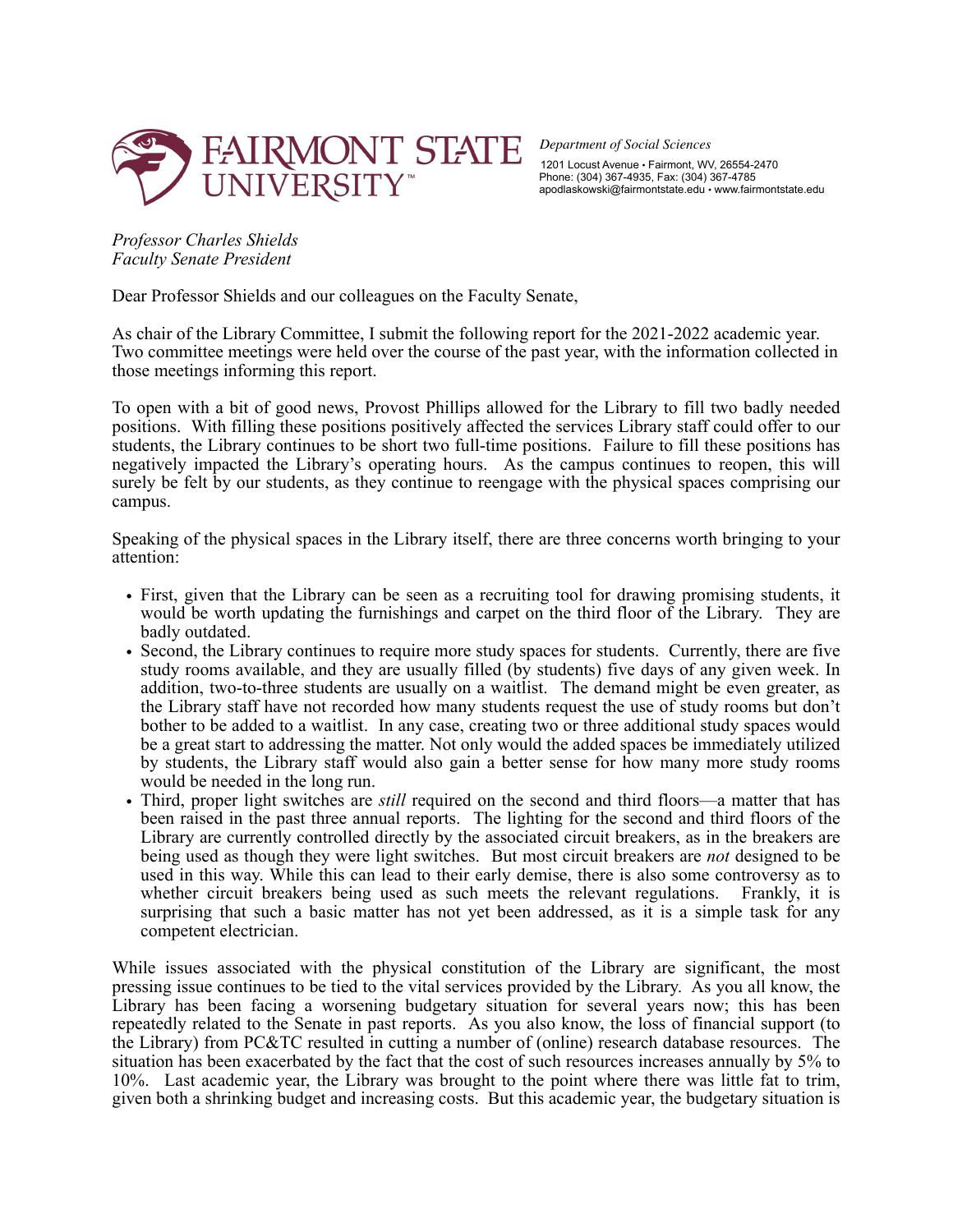FAIRMONT STATE UNIVERSITY™

*Department of Social Sciences*
1201 Locust Avenue • Fairmont, WV, 26554-2470
Phone: (304) 367-4935, Fax: (304) 367-4785
apodlaskowski@fairmontstate.edu • www.fairmontstate.edu

*Professor Charles Shields*
*Faculty Senate President*

Dear Professor Shields and our colleagues on the Faculty Senate,

As chair of the Library Committee, I submit the following report for the 2021-2022 academic year. Two committee meetings were held over the course of the past year, with the information collected in those meetings informing this report.

To open with a bit of good news, Provost Phillips allowed for the Library to fill two badly needed positions. With filling these positions positively affected the services Library staff could offer to our students, the Library continues to be short two full-time positions. Failure to fill these positions has negatively impacted the Library's operating hours. As the campus continues to reopen, this will surely be felt by our students, as they continue to reengage with the physical spaces comprising our campus.

Speaking of the physical spaces in the Library itself, there are three concerns worth bringing to your attention:

- First, given that the Library can be seen as a recruiting tool for drawing promising students, it would be worth updating the furnishings and carpet on the third floor of the Library. They are badly outdated.
- Second, the Library continues to require more study spaces for students. Currently, there are five study rooms available, and they are usually filled (by students) five days of any given week. In addition, two-to-three students are usually on a waitlist. The demand might be even greater, as the Library staff have not recorded how many students request the use of study rooms but don't bother to be added to a waitlist. In any case, creating two or three additional study spaces would be a great start to addressing the matter. Not only would the added spaces be immediately utilized by students, the Library staff would also gain a better sense for how many more study rooms would be needed in the long run.
- Third, proper light switches are *still* required on the second and third floors—a matter that has been raised in the past three annual reports. The lighting for the second and third floors of the Library are currently controlled directly by the associated circuit breakers, as in the breakers are being used as though they were light switches. But most circuit breakers are *not* designed to be used in this way. While this can lead to their early demise, there is also some controversy as to whether circuit breakers being used as such meets the relevant regulations. Frankly, it is surprising that such a basic matter has not yet been addressed, as it is a simple task for any competent electrician.

While issues associated with the physical constitution of the Library are significant, the most pressing issue continues to be tied to the vital services provided by the Library. As you all know, the Library has been facing a worsening budgetary situation for several years now; this has been repeatedly related to the Senate in past reports. As you also know, the loss of financial support (to the Library) from PC&TC resulted in cutting a number of (online) research database resources. The situation has been exacerbated by the fact that the cost of such resources increases annually by 5% to 10%. Last academic year, the Library was brought to the point where there was little fat to trim, given both a shrinking budget and increasing costs. But this academic year, the budgetary situation is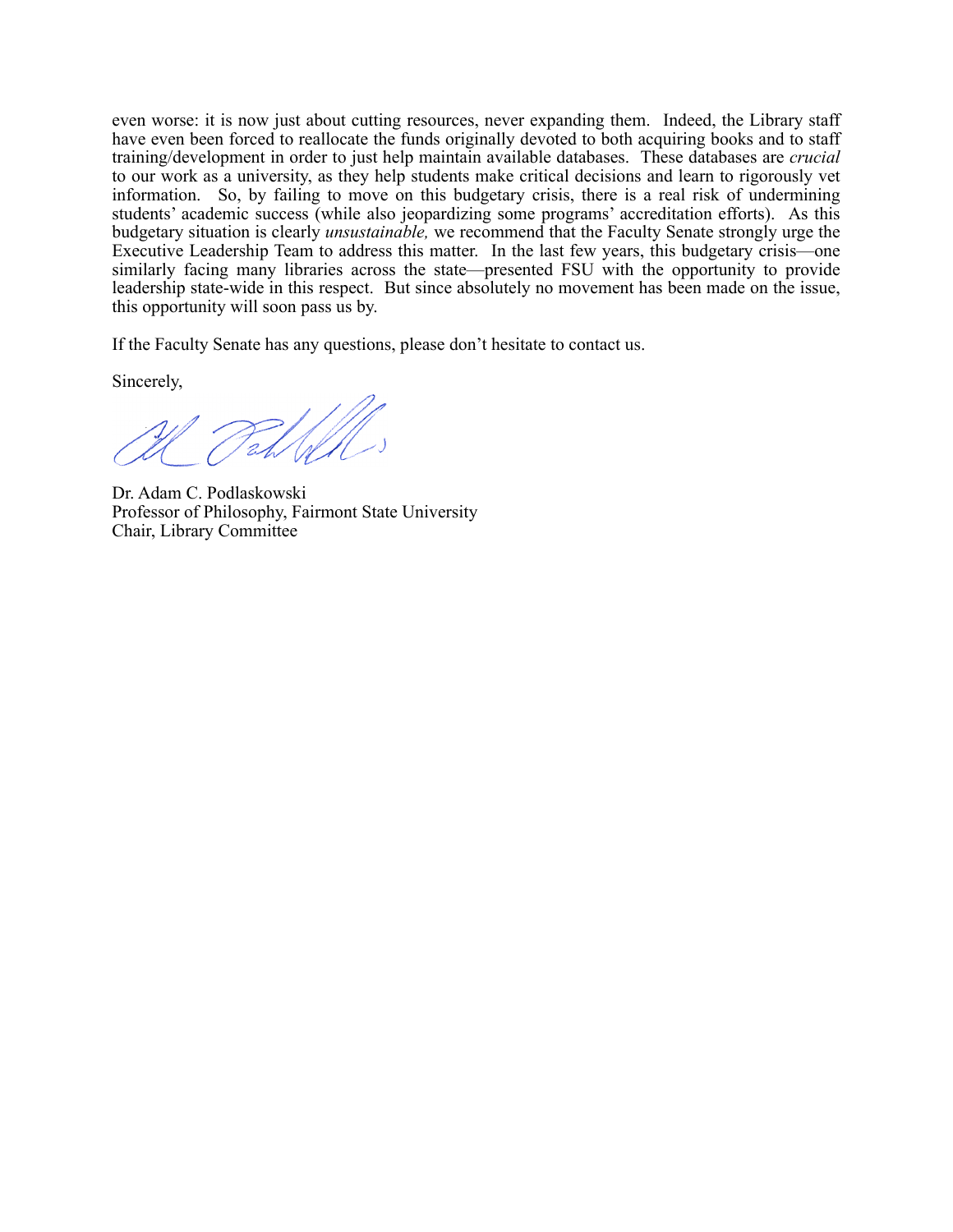even worse: it is now just about cutting resources, never expanding them. Indeed, the Library staff have even been forced to reallocate the funds originally devoted to both acquiring books and to staff training/development in order to just help maintain available databases. These databases are *crucial* to our work as a university, as they help students make critical decisions and learn to rigorously vet information. So, by failing to move on this budgetary crisis, there is a real risk of undermining students' academic success (while also jeopardizing some programs' accreditation efforts). As this budgetary situation is clearly *unsustainable,* we recommend that the Faculty Senate strongly urge the Executive Leadership Team to address this matter. In the last few years, this budgetary crisis—one similarly facing many libraries across the state—presented FSU with the opportunity to provide leadership state-wide in this respect. But since absolutely no movement has been made on the issue, this opportunity will soon pass us by.

If the Faculty Senate has any questions, please don't hesitate to contact us.

Sincerely,

Dr. Adam C. Podlaskowski
Professor of Philosophy, Fairmont State University
Chair, Library Committee